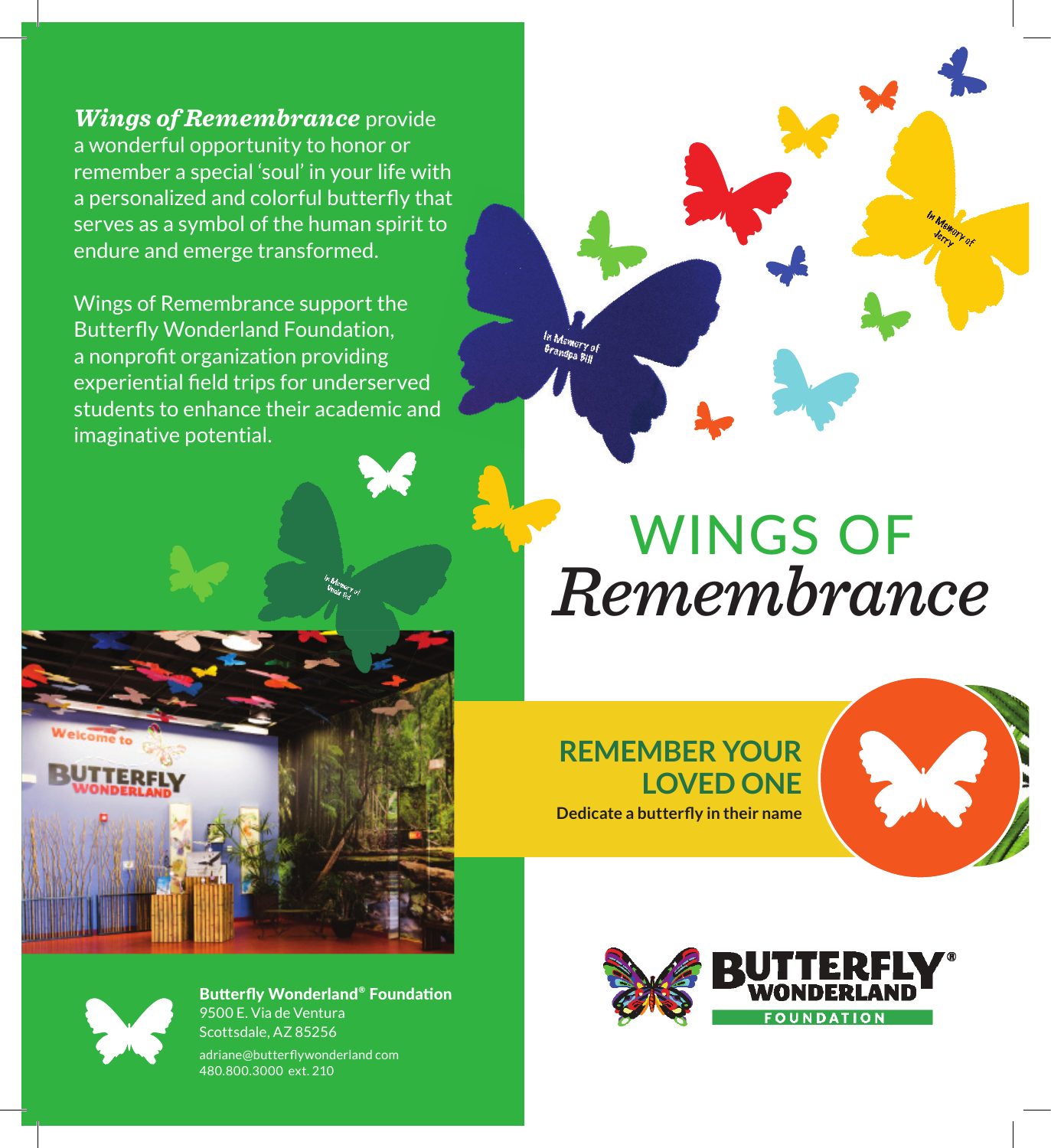***Wings of Remembrance*** provide a wonderful opportunity to honor or remember a special 'soul' in your life with a personalized and colorful butterfly that serves as a symbol of the human spirit to endure and emerge transformed.

Wings of Remembrance support the Butterfly Wonderland Foundation, a nonprofit organization providing experiential field trips for underserved students to enhance their academic and imaginative potential.

**Butterfly Wonderland® Foundation**
9500 E. Via de Ventura
Scottsdale, AZ 85256
adriane@butterflywonderland com
480.800.3000 ext. 210

# WINGS OF *Remembrance*

## REMEMBER YOUR LOVED ONE

**Dedicate a butterfly in their name**

BUTTERFLY WONDERLAND® FOUNDATION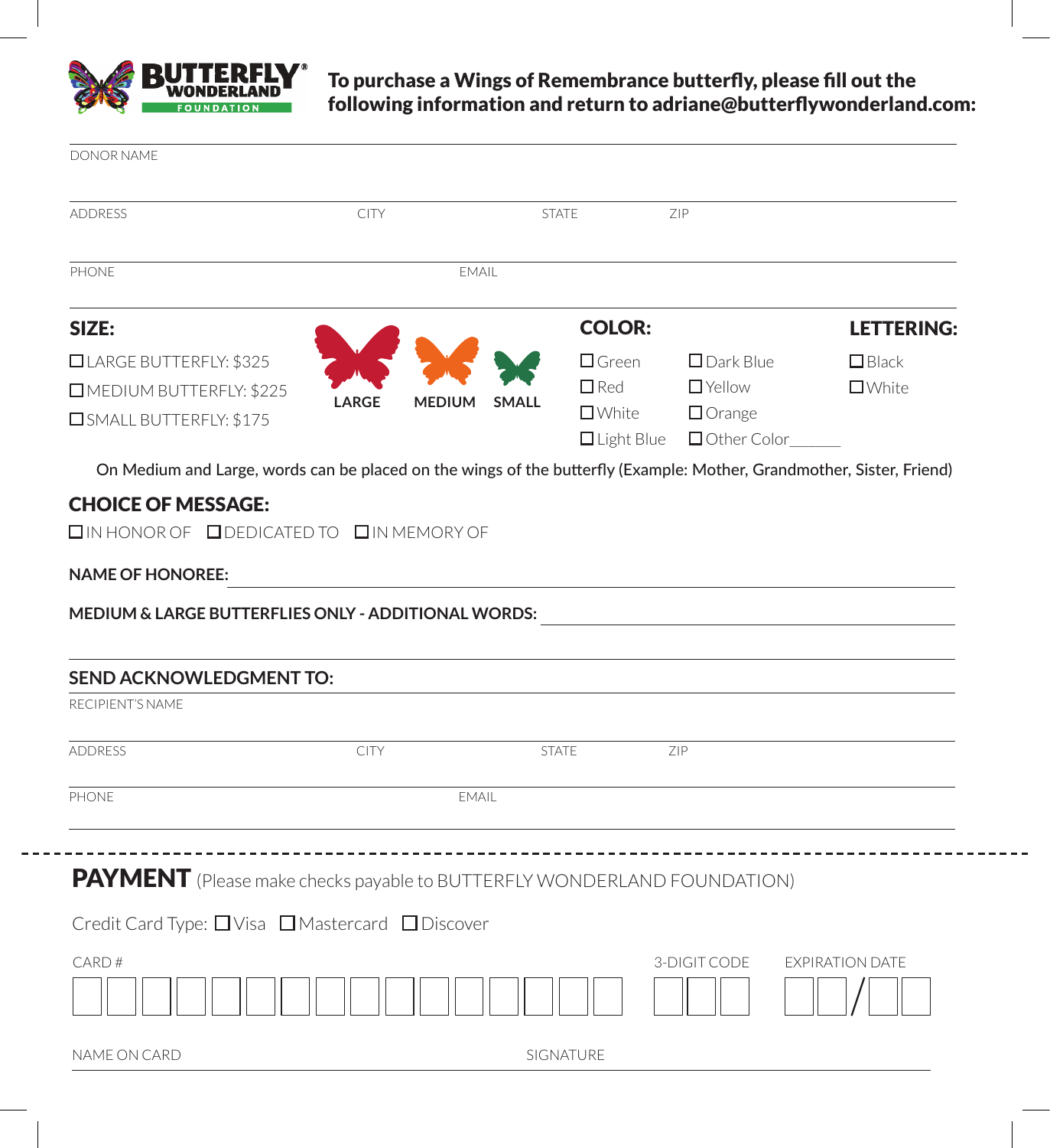BUTTERFLY WONDERLAND FOUNDATION

**To purchase a Wings of Remembrance butterfly, please fill out the following information and return to adriane@butterflywonderland.com:**

DONOR NAME

ADDRESS CITY STATE ZIP

PHONE EMAIL

## SIZE:

☐ LARGE BUTTERFLY: $325

☐ MEDIUM BUTTERFLY: $225

☐ SMALL BUTTERFLY: $175

LARGE MEDIUM SMALL

## COLOR:

☐ Green ☐ Dark Blue

☐ Red ☐ Yellow

☐ White ☐ Orange

☐ Light Blue ☐ Other Color______

## LETTERING:

☐ Black

☐ White

On Medium and Large, words can be placed on the wings of the butterfly (Example: Mother, Grandmother, Sister, Friend)

## CHOICE OF MESSAGE:

☐ IN HONOR OF ☐ DEDICATED TO ☐ IN MEMORY OF

**NAME OF HONOREE:** ______________________

**MEDIUM & LARGE BUTTERFLIES ONLY - ADDITIONAL WORDS:** ______________________

## SEND ACKNOWLEDGMENT TO:

RECIPIENT'S NAME

ADDRESS CITY STATE ZIP

PHONE EMAIL

## PAYMENT (Please make checks payable to BUTTERFLY WONDERLAND FOUNDATION)

Credit Card Type: ☐ Visa ☐ Mastercard ☐ Discover

CARD # 3-DIGIT CODE EXPIRATION DATE

NAME ON CARD SIGNATURE